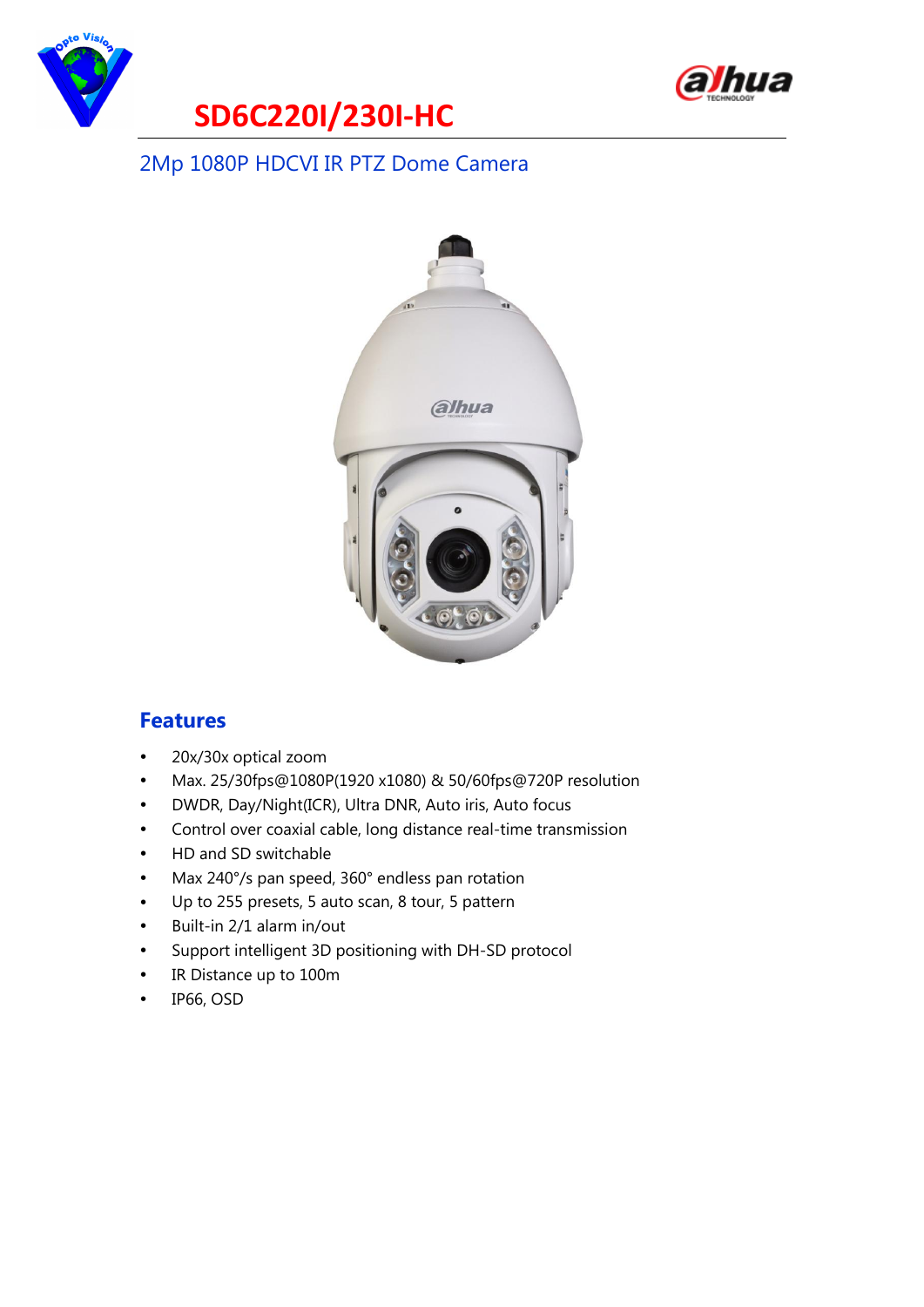# SD6C220I/230I-HC

## 2Mp 1080P HDCVI IR PTZ Dome Camera

## Features

- 20x/30x optical zoom
- Max. 25/30fps@1080P(1920 x1080) & 50/60fps@720P resolution
- DWDR, Day/Night(ICR), Ultra DNR, Auto iris, Auto focus
- Control over coaxial cable, long distance real-time transmission
- HD and SD switchable
- Max 240°/s pan speed, 360° endless pan rotation
- Up to 255 presets, 5 auto scan, 8 tour, 5 pattern
- Built-in 2/1 alarm in/out
- Support intelligent 3D positioning with DH-SD protocol
- IR Distance up to 100m
- IP66, OSD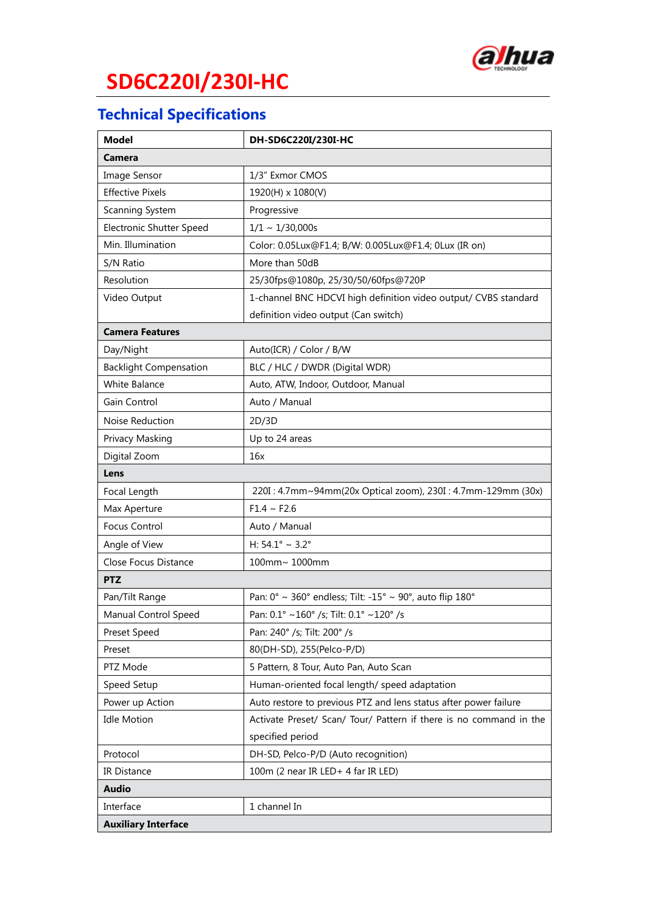# SD6C220I/230I-HC

## Technical Specifications

| Model | DH-SD6C220I/230I-HC |
|---|---|
| **Camera** | |
| Image Sensor | 1/3" Exmor CMOS |
| Effective Pixels | 1920(H) x 1080(V) |
| Scanning System | Progressive |
| Electronic Shutter Speed | 1/1 ~ 1/30,000s |
| Min. Illumination | Color: 0.05Lux@F1.4; B/W: 0.005Lux@F1.4; 0Lux (IR on) |
| S/N Ratio | More than 50dB |
| Resolution | 25/30fps@1080p, 25/30/50/60fps@720P |
| Video Output | 1-channel BNC HDCVI high definition video output/ CVBS standard definition video output (Can switch) |
| **Camera Features** | |
| Day/Night | Auto(ICR) / Color / B/W |
| Backlight Compensation | BLC / HLC / DWDR (Digital WDR) |
| White Balance | Auto, ATW, Indoor, Outdoor, Manual |
| Gain Control | Auto / Manual |
| Noise Reduction | 2D/3D |
| Privacy Masking | Up to 24 areas |
| Digital Zoom | 16x |
| **Lens** | |
| Focal Length | 220I : 4.7mm~94mm(20x Optical zoom), 230I : 4.7mm-129mm (30x) |
| Max Aperture | F1.4 ~ F2.6 |
| Focus Control | Auto / Manual |
| Angle of View | H: 54.1° ~ 3.2° |
| Close Focus Distance | 100mm~ 1000mm |
| **PTZ** | |
| Pan/Tilt Range | Pan: 0° ~ 360° endless; Tilt: -15° ~ 90°, auto flip 180° |
| Manual Control Speed | Pan: 0.1° ~160° /s; Tilt: 0.1° ~120° /s |
| Preset Speed | Pan: 240° /s; Tilt: 200° /s |
| Preset | 80(DH-SD), 255(Pelco-P/D) |
| PTZ Mode | 5 Pattern, 8 Tour, Auto Pan, Auto Scan |
| Speed Setup | Human-oriented focal length/ speed adaptation |
| Power up Action | Auto restore to previous PTZ and lens status after power failure |
| Idle Motion | Activate Preset/ Scan/ Tour/ Pattern if there is no command in the specified period |
| Protocol | DH-SD, Pelco-P/D (Auto recognition) |
| IR Distance | 100m (2 near IR LED+ 4 far IR LED) |
| **Audio** | |
| Interface | 1 channel In |
| **Auxiliary Interface** | |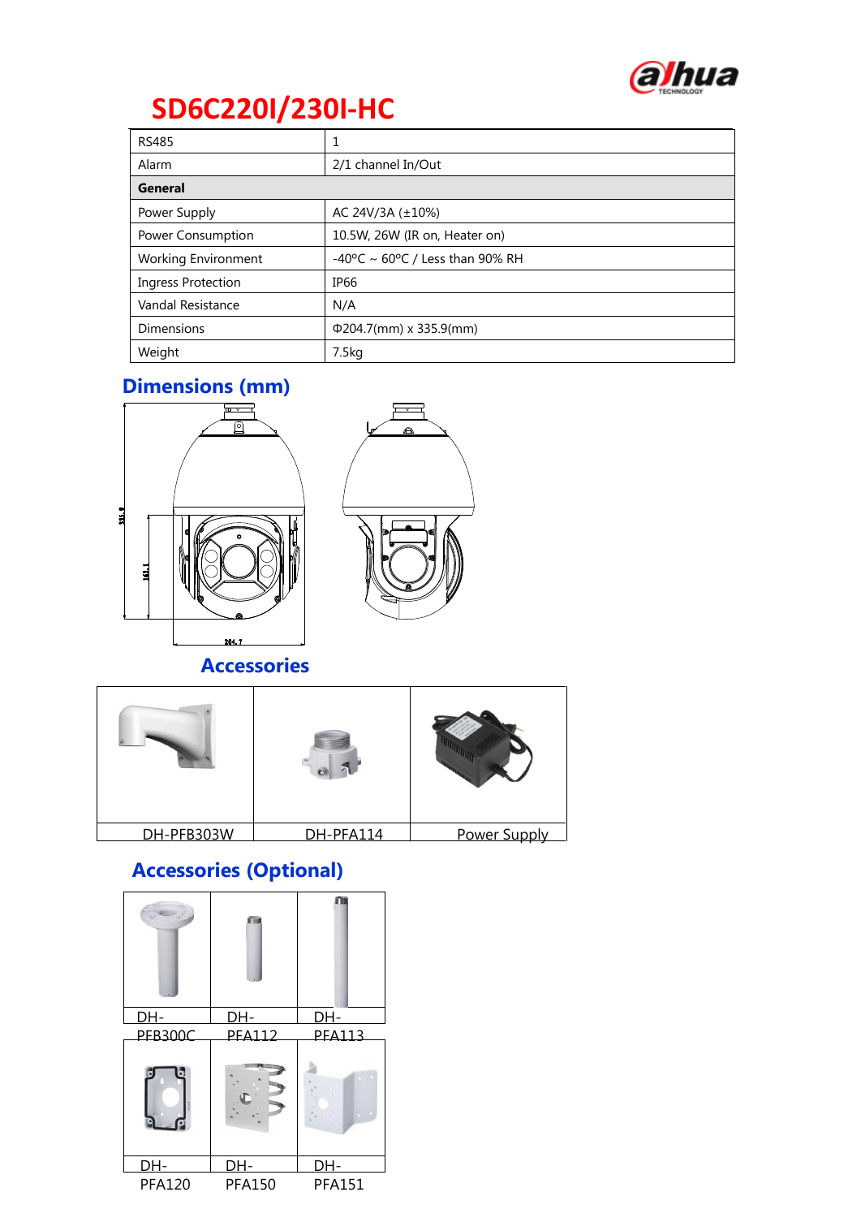# SD6C220I/230I-HC

| | |
|---|---|
| RS485 | 1 |
| Alarm | 2/1 channel In/Out |
| **General** | |
| Power Supply | AC 24V/3A (±10%) |
| Power Consumption | 10.5W, 26W (IR on, Heater on) |
| Working Environment | -40°C ~ 60°C / Less than 90% RH |
| Ingress Protection | IP66 |
| Vandal Resistance | N/A |
| Dimensions | Φ204.7(mm) x 335.9(mm) |
| Weight | 7.5kg |

## Dimensions (mm)

335.9

161.1

204.7

## Accessories

| | | |
|---|---|---|
| DH-PFB303W | DH-PFA114 | Power Supply |

## Accessories (Optional)

| | | |
|---|---|---|
| DH-PFB300C | DH-PFA112 | DH-PFA113 |
| DH-PFA120 | DH-PFA150 | DH-PFA151 |